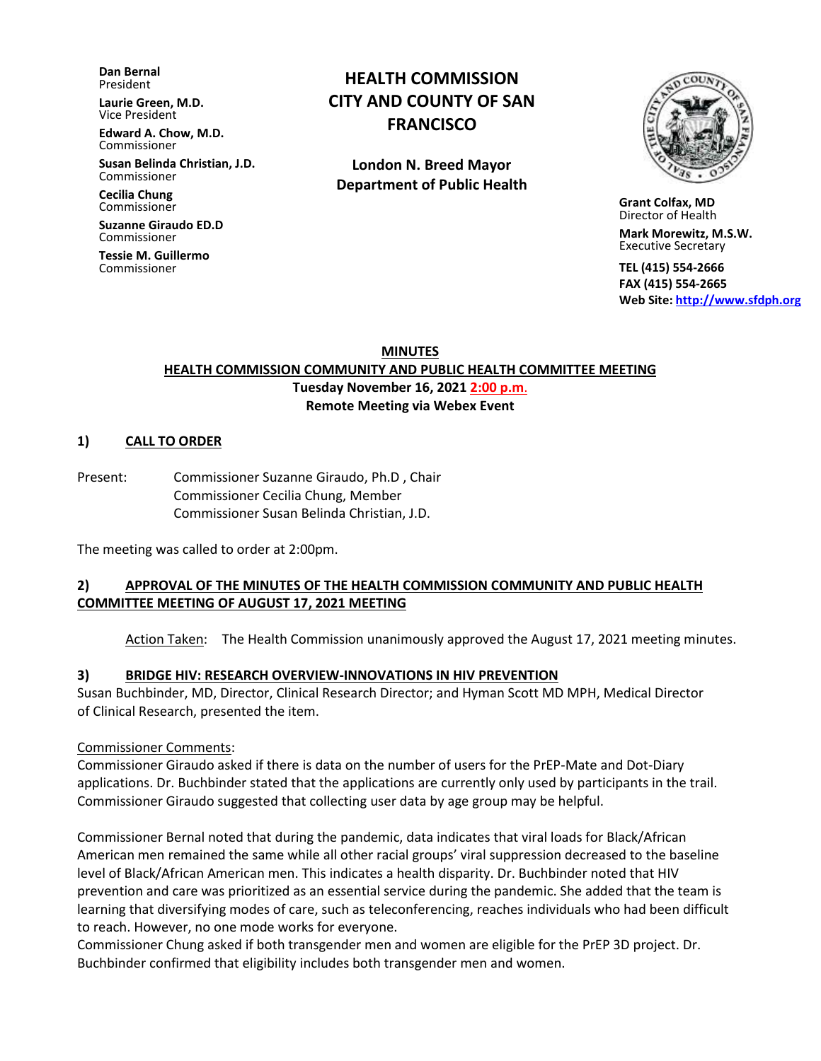**Dan Bernal**
President

**Laurie Green, M.D.**
Vice President

**Edward A. Chow, M.D.**
Commissioner

**Susan Belinda Christian, J.D.**
Commissioner

**Cecilia Chung**
Commissioner

**Suzanne Giraudo ED.D**
Commissioner

**Tessie M. Guillermo**
Commissioner

# HEALTH COMMISSION CITY AND COUNTY OF SAN FRANCISCO

**London N. Breed Mayor**
**Department of Public Health**

**Grant Colfax, MD**
Director of Health

**Mark Morewitz, M.S.W.**
Executive Secretary

**TEL (415) 554-2666**
**FAX (415) 554-2665**
**Web Site: http://www.sfdph.org**

## MINUTES
## HEALTH COMMISSION COMMUNITY AND PUBLIC HEALTH COMMITTEE MEETING
**Tuesday November 16, 2021 2:00 p.m.**
**Remote Meeting via Webex Event**

### 1) CALL TO ORDER

Present: Commissioner Suzanne Giraudo, Ph.D , Chair
Commissioner Cecilia Chung, Member
Commissioner Susan Belinda Christian, J.D.

The meeting was called to order at 2:00pm.

### 2) APPROVAL OF THE MINUTES OF THE HEALTH COMMISSION COMMUNITY AND PUBLIC HEALTH COMMITTEE MEETING OF AUGUST 17, 2021 MEETING

Action Taken: The Health Commission unanimously approved the August 17, 2021 meeting minutes.

### 3) BRIDGE HIV: RESEARCH OVERVIEW-INNOVATIONS IN HIV PREVENTION

Susan Buchbinder, MD, Director, Clinical Research Director; and Hyman Scott MD MPH, Medical Director of Clinical Research, presented the item.

Commissioner Comments:
Commissioner Giraudo asked if there is data on the number of users for the PrEP-Mate and Dot-Diary applications. Dr. Buchbinder stated that the applications are currently only used by participants in the trail. Commissioner Giraudo suggested that collecting user data by age group may be helpful.

Commissioner Bernal noted that during the pandemic, data indicates that viral loads for Black/African American men remained the same while all other racial groups' viral suppression decreased to the baseline level of Black/African American men. This indicates a health disparity. Dr. Buchbinder noted that HIV prevention and care was prioritized as an essential service during the pandemic. She added that the team is learning that diversifying modes of care, such as teleconferencing, reaches individuals who had been difficult to reach. However, no one mode works for everyone.
Commissioner Chung asked if both transgender men and women are eligible for the PrEP 3D project. Dr. Buchbinder confirmed that eligibility includes both transgender men and women.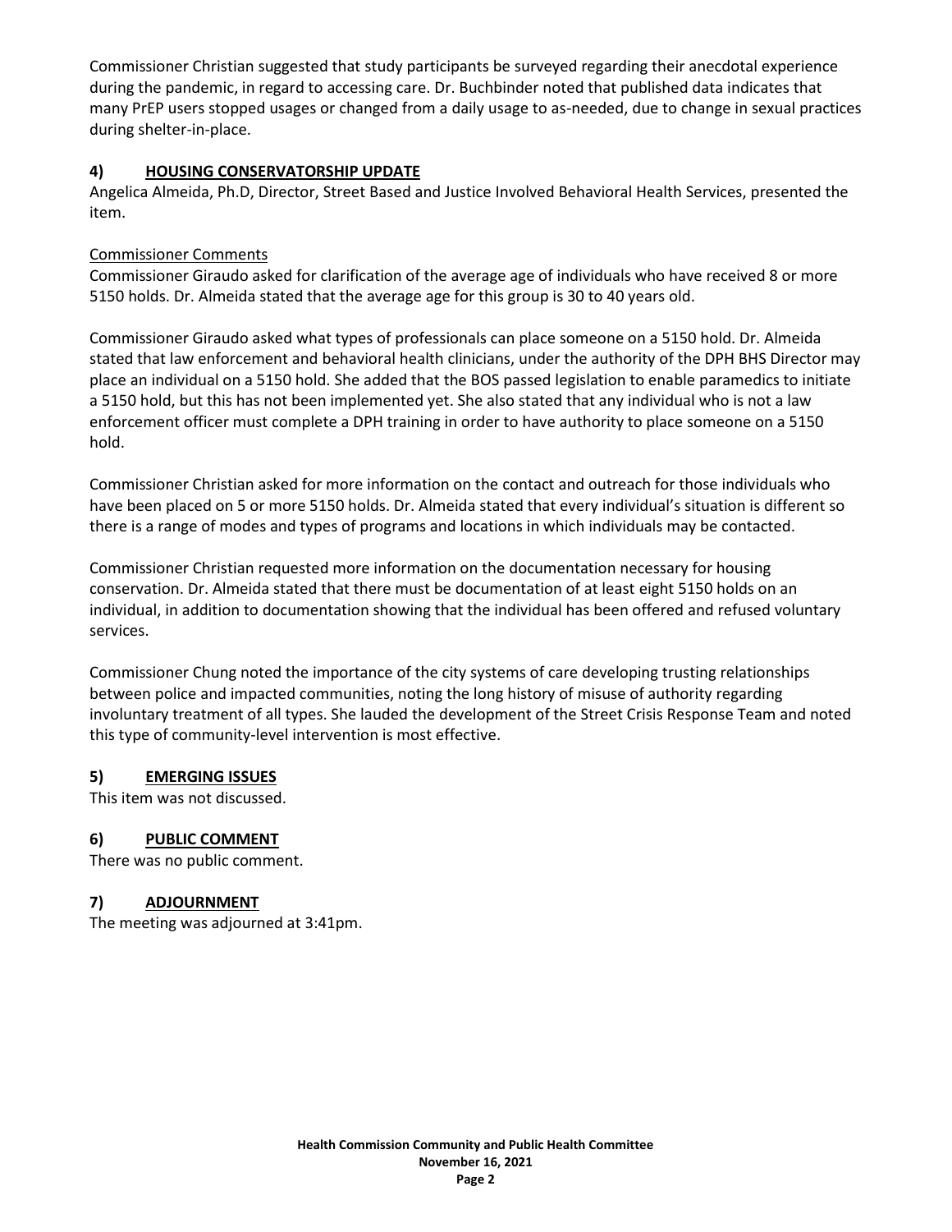Commissioner Christian suggested that study participants be surveyed regarding their anecdotal experience during the pandemic, in regard to accessing care. Dr. Buchbinder noted that published data indicates that many PrEP users stopped usages or changed from a daily usage to as-needed, due to change in sexual practices during shelter-in-place.

## 4) HOUSING CONSERVATORSHIP UPDATE

Angelica Almeida, Ph.D, Director, Street Based and Justice Involved Behavioral Health Services, presented the item.

Commissioner Comments

Commissioner Giraudo asked for clarification of the average age of individuals who have received 8 or more 5150 holds. Dr. Almeida stated that the average age for this group is 30 to 40 years old.

Commissioner Giraudo asked what types of professionals can place someone on a 5150 hold. Dr. Almeida stated that law enforcement and behavioral health clinicians, under the authority of the DPH BHS Director may place an individual on a 5150 hold. She added that the BOS passed legislation to enable paramedics to initiate a 5150 hold, but this has not been implemented yet. She also stated that any individual who is not a law enforcement officer must complete a DPH training in order to have authority to place someone on a 5150 hold.

Commissioner Christian asked for more information on the contact and outreach for those individuals who have been placed on 5 or more 5150 holds. Dr. Almeida stated that every individual's situation is different so there is a range of modes and types of programs and locations in which individuals may be contacted.

Commissioner Christian requested more information on the documentation necessary for housing conservation. Dr. Almeida stated that there must be documentation of at least eight 5150 holds on an individual, in addition to documentation showing that the individual has been offered and refused voluntary services.

Commissioner Chung noted the importance of the city systems of care developing trusting relationships between police and impacted communities, noting the long history of misuse of authority regarding involuntary treatment of all types. She lauded the development of the Street Crisis Response Team and noted this type of community-level intervention is most effective.

## 5) EMERGING ISSUES

This item was not discussed.

## 6) PUBLIC COMMENT

There was no public comment.

## 7) ADJOURNMENT

The meeting was adjourned at 3:41pm.